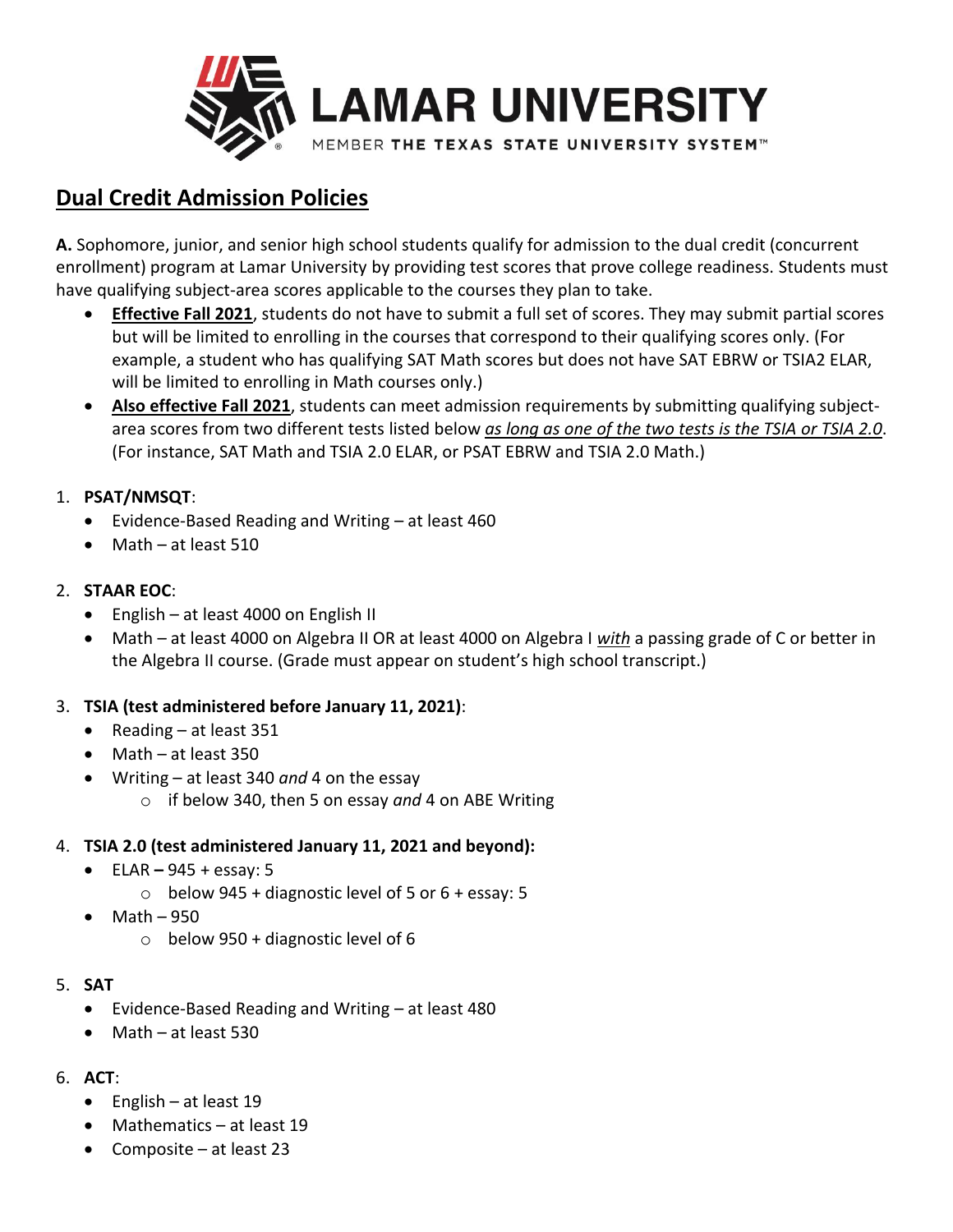LAMAR UNIVERSITY

MEMBER THE TEXAS STATE UNIVERSITY SYSTEM™

# Dual Credit Admission Policies

**A.** Sophomore, junior, and senior high school students qualify for admission to the dual credit (concurrent enrollment) program at Lamar University by providing test scores that prove college readiness. Students must have qualifying subject-area scores applicable to the courses they plan to take.

- **Effective Fall 2021**, students do not have to submit a full set of scores. They may submit partial scores but will be limited to enrolling in the courses that correspond to their qualifying scores only. (For example, a student who has qualifying SAT Math scores but does not have SAT EBRW or TSIA2 ELAR, will be limited to enrolling in Math courses only.)
- **Also effective Fall 2021**, students can meet admission requirements by submitting qualifying subject-area scores from two different tests listed below *as long as one of the two tests is the TSIA or TSIA 2.0*. (For instance, SAT Math and TSIA 2.0 ELAR, or PSAT EBRW and TSIA 2.0 Math.)

1. **PSAT/NMSQT**:
   - Evidence-Based Reading and Writing – at least 460
   - Math – at least 510

2. **STAAR EOC**:
   - English – at least 4000 on English II
   - Math – at least 4000 on Algebra II OR at least 4000 on Algebra I *with* a passing grade of C or better in the Algebra II course. (Grade must appear on student's high school transcript.)

3. **TSIA (test administered before January 11, 2021)**:
   - Reading – at least 351
   - Math – at least 350
   - Writing – at least 340 *and* 4 on the essay
     - if below 340, then 5 on essay *and* 4 on ABE Writing

4. **TSIA 2.0 (test administered January 11, 2021 and beyond):**
   - ELAR **–** 945 + essay: 5
     - below 945 + diagnostic level of 5 or 6 + essay: 5
   - Math – 950
     - below 950 + diagnostic level of 6

5. **SAT**
   - Evidence-Based Reading and Writing – at least 480
   - Math – at least 530

6. **ACT**:
   - English – at least 19
   - Mathematics – at least 19
   - Composite – at least 23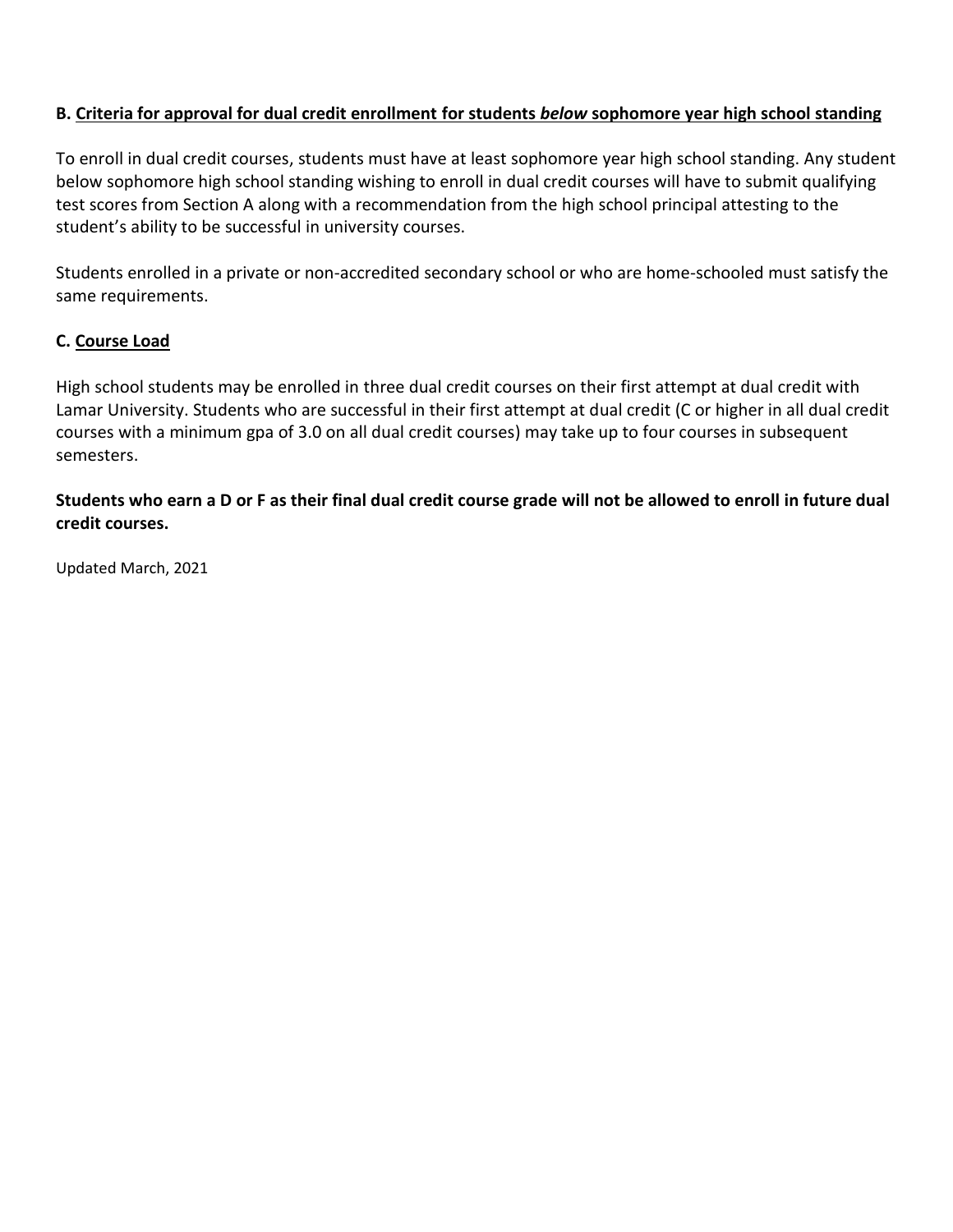**B. <u>Criteria for approval for dual credit enrollment for students *below* sophomore year high school standing</u>**

To enroll in dual credit courses, students must have at least sophomore year high school standing. Any student below sophomore high school standing wishing to enroll in dual credit courses will have to submit qualifying test scores from Section A along with a recommendation from the high school principal attesting to the student's ability to be successful in university courses.

Students enrolled in a private or non-accredited secondary school or who are home-schooled must satisfy the same requirements.

**C. <u>Course Load</u>**

High school students may be enrolled in three dual credit courses on their first attempt at dual credit with Lamar University. Students who are successful in their first attempt at dual credit (C or higher in all dual credit courses with a minimum gpa of 3.0 on all dual credit courses) may take up to four courses in subsequent semesters.

**Students who earn a D or F as their final dual credit course grade will not be allowed to enroll in future dual credit courses.**

Updated March, 2021